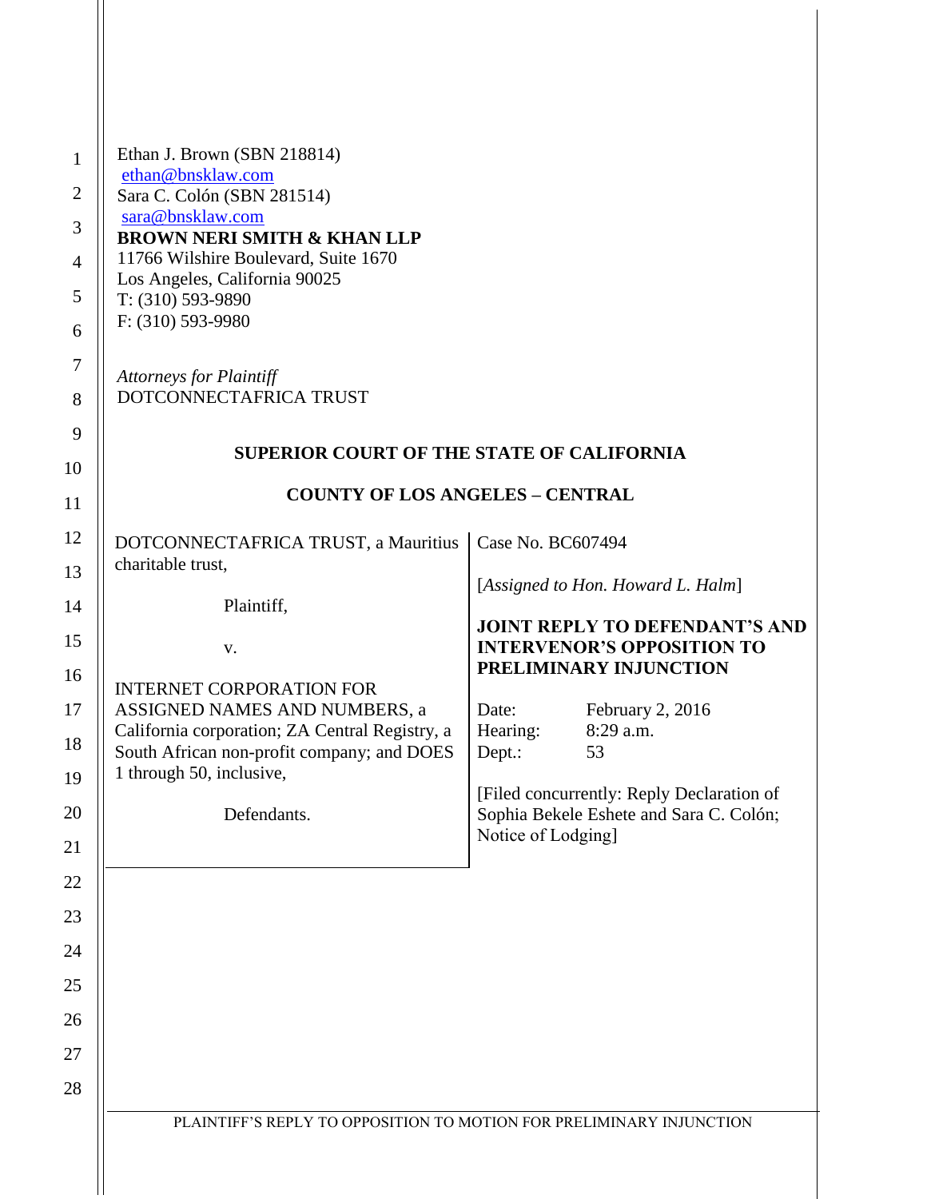Ethan J. Brown (SBN 218814)
ethan@bnsklaw.com
Sara C. Colón (SBN 281514)
sara@bnsklaw.com
**BROWN NERI SMITH & KHAN LLP**
11766 Wilshire Boulevard, Suite 1670
Los Angeles, California 90025
T: (310) 593-9890
F: (310) 593-9980

*Attorneys for Plaintiff*
DOTCONNECTAFRICA TRUST

**SUPERIOR COURT OF THE STATE OF CALIFORNIA**

**COUNTY OF LOS ANGELES – CENTRAL**

DOTCONNECTAFRICA TRUST, a Mauritius charitable trust,

Plaintiff,

v.

INTERNET CORPORATION FOR ASSIGNED NAMES AND NUMBERS, a California corporation; ZA Central Registry, a South African non-profit company; and DOES 1 through 50, inclusive,

Defendants.

Case No. BC607494

[*Assigned to Hon. Howard L. Halm*]

**JOINT REPLY TO DEFENDANT'S AND INTERVENOR'S OPPOSITION TO PRELIMINARY INJUNCTION**

Date: February 2, 2016
Hearing: 8:29 a.m.
Dept.: 53

[Filed concurrently: Reply Declaration of Sophia Bekele Eshete and Sara C. Colón; Notice of Lodging]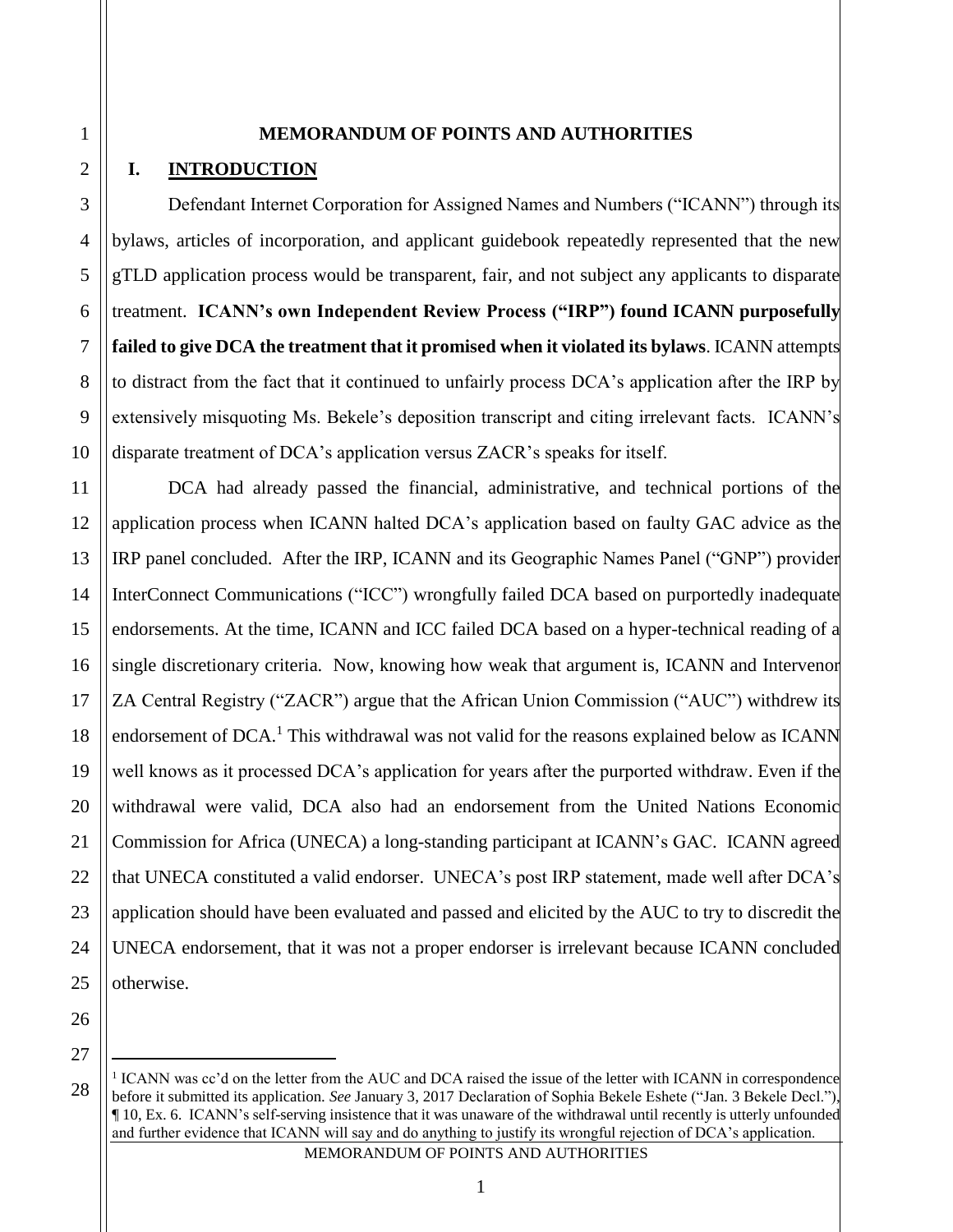# MEMORANDUM OF POINTS AND AUTHORITIES

## I. INTRODUCTION

Defendant Internet Corporation for Assigned Names and Numbers ("ICANN") through its bylaws, articles of incorporation, and applicant guidebook repeatedly represented that the new gTLD application process would be transparent, fair, and not subject any applicants to disparate treatment. **ICANN's own Independent Review Process ("IRP") found ICANN purposefully failed to give DCA the treatment that it promised when it violated its bylaws**. ICANN attempts to distract from the fact that it continued to unfairly process DCA's application after the IRP by extensively misquoting Ms. Bekele's deposition transcript and citing irrelevant facts. ICANN's disparate treatment of DCA's application versus ZACR's speaks for itself.

DCA had already passed the financial, administrative, and technical portions of the application process when ICANN halted DCA's application based on faulty GAC advice as the IRP panel concluded. After the IRP, ICANN and its Geographic Names Panel ("GNP") provider InterConnect Communications ("ICC") wrongfully failed DCA based on purportedly inadequate endorsements. At the time, ICANN and ICC failed DCA based on a hyper-technical reading of a single discretionary criteria. Now, knowing how weak that argument is, ICANN and Intervenor ZA Central Registry ("ZACR") argue that the African Union Commission ("AUC") withdrew its endorsement of DCA.[1] This withdrawal was not valid for the reasons explained below as ICANN well knows as it processed DCA's application for years after the purported withdraw. Even if the withdrawal were valid, DCA also had an endorsement from the United Nations Economic Commission for Africa (UNECA) a long-standing participant at ICANN's GAC. ICANN agreed that UNECA constituted a valid endorser. UNECA's post IRP statement, made well after DCA's application should have been evaluated and passed and elicited by the AUC to try to discredit the UNECA endorsement, that it was not a proper endorser is irrelevant because ICANN concluded otherwise.

---

[1] ICANN was cc'd on the letter from the AUC and DCA raised the issue of the letter with ICANN in correspondence before it submitted its application. *See* January 3, 2017 Declaration of Sophia Bekele Eshete ("Jan. 3 Bekele Decl."), ¶ 10, Ex. 6. ICANN's self-serving insistence that it was unaware of the withdrawal until recently is utterly unfounded and further evidence that ICANN will say and do anything to justify its wrongful rejection of DCA's application.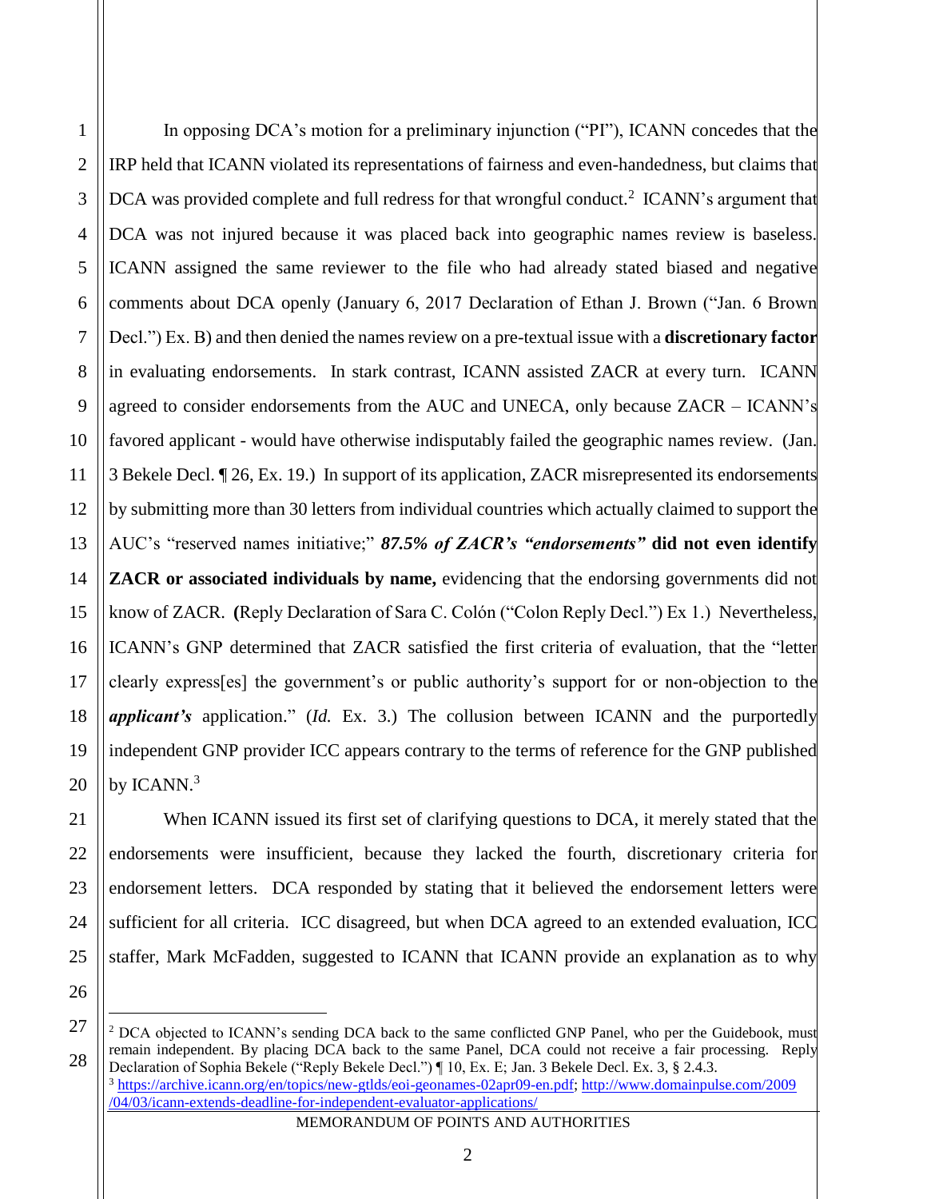In opposing DCA's motion for a preliminary injunction ("PI"), ICANN concedes that the IRP held that ICANN violated its representations of fairness and even-handedness, but claims that DCA was provided complete and full redress for that wrongful conduct.[2] ICANN's argument that DCA was not injured because it was placed back into geographic names review is baseless. ICANN assigned the same reviewer to the file who had already stated biased and negative comments about DCA openly (January 6, 2017 Declaration of Ethan J. Brown ("Jan. 6 Brown Decl.") Ex. B) and then denied the names review on a pre-textual issue with a **discretionary factor** in evaluating endorsements. In stark contrast, ICANN assisted ZACR at every turn. ICANN agreed to consider endorsements from the AUC and UNECA, only because ZACR – ICANN's favored applicant - would have otherwise indisputably failed the geographic names review. (Jan. 3 Bekele Decl. ¶ 26, Ex. 19.) In support of its application, ZACR misrepresented its endorsements by submitting more than 30 letters from individual countries which actually claimed to support the AUC's "reserved names initiative;" ***87.5% of ZACR's "endorsements"*** **did not even identify ZACR or associated individuals by name,** evidencing that the endorsing governments did not know of ZACR. **(**Reply Declaration of Sara C. Colón ("Colon Reply Decl.") Ex 1.) Nevertheless, ICANN's GNP determined that ZACR satisfied the first criteria of evaluation, that the "letter clearly express[es] the government's or public authority's support for or non-objection to the ***applicant's*** application." (*Id.* Ex. 3.) The collusion between ICANN and the purportedly independent GNP provider ICC appears contrary to the terms of reference for the GNP published by ICANN.[3]

When ICANN issued its first set of clarifying questions to DCA, it merely stated that the endorsements were insufficient, because they lacked the fourth, discretionary criteria for endorsement letters. DCA responded by stating that it believed the endorsement letters were sufficient for all criteria. ICC disagreed, but when DCA agreed to an extended evaluation, ICC staffer, Mark McFadden, suggested to ICANN that ICANN provide an explanation as to why

---

[2] DCA objected to ICANN's sending DCA back to the same conflicted GNP Panel, who per the Guidebook, must remain independent. By placing DCA back to the same Panel, DCA could not receive a fair processing. Reply Declaration of Sophia Bekele ("Reply Bekele Decl.") ¶ 10, Ex. E; Jan. 3 Bekele Decl. Ex. 3, § 2.4.3.

[3] https://archive.icann.org/en/topics/new-gtlds/eoi-geonames-02apr09-en.pdf; http://www.domainpulse.com/2009/04/03/icann-extends-deadline-for-independent-evaluator-applications/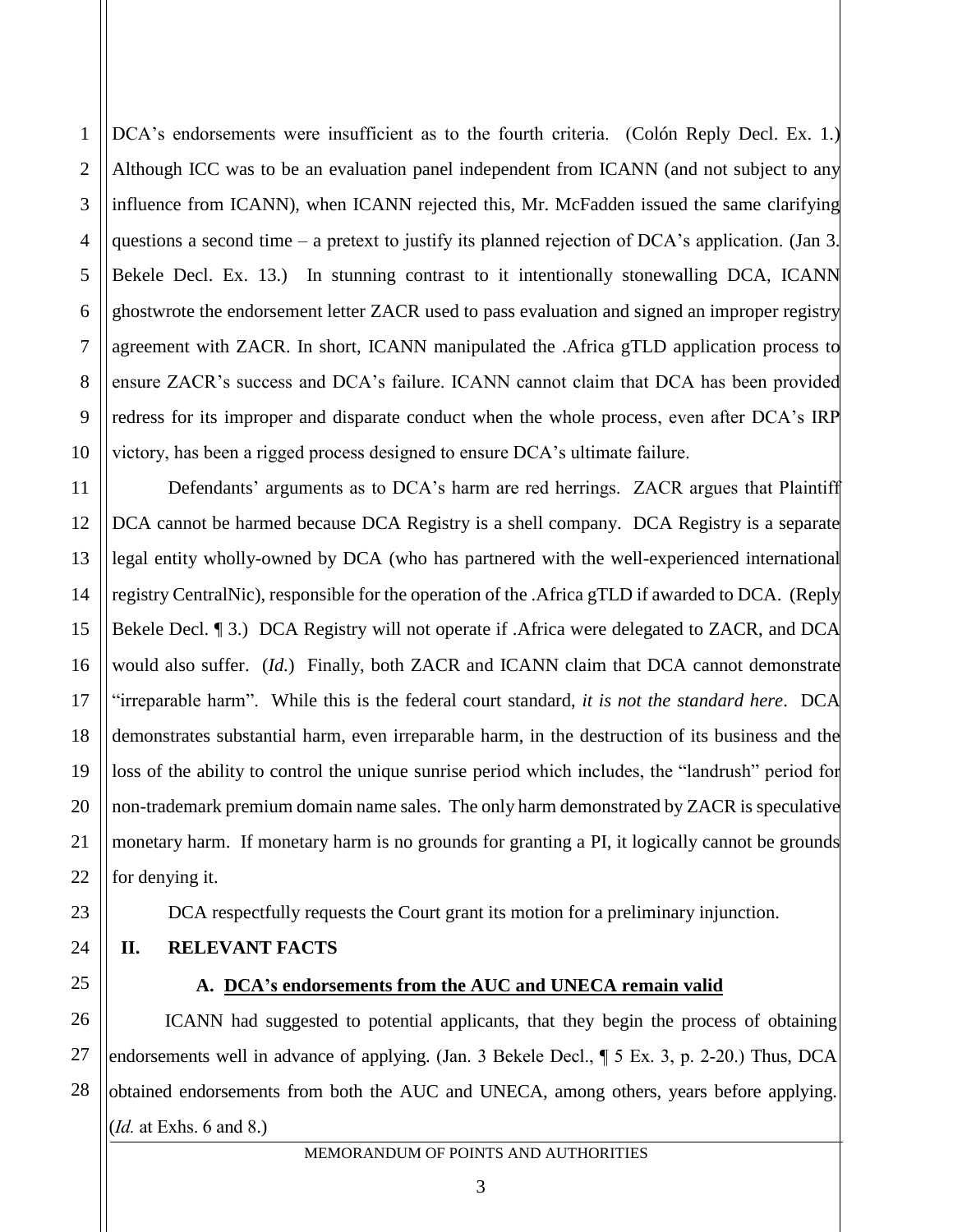DCA's endorsements were insufficient as to the fourth criteria. (Colón Reply Decl. Ex. 1.) Although ICC was to be an evaluation panel independent from ICANN (and not subject to any influence from ICANN), when ICANN rejected this, Mr. McFadden issued the same clarifying questions a second time – a pretext to justify its planned rejection of DCA's application. (Jan 3. Bekele Decl. Ex. 13.) In stunning contrast to it intentionally stonewalling DCA, ICANN ghostwrote the endorsement letter ZACR used to pass evaluation and signed an improper registry agreement with ZACR. In short, ICANN manipulated the .Africa gTLD application process to ensure ZACR's success and DCA's failure. ICANN cannot claim that DCA has been provided redress for its improper and disparate conduct when the whole process, even after DCA's IRP victory, has been a rigged process designed to ensure DCA's ultimate failure.

Defendants' arguments as to DCA's harm are red herrings. ZACR argues that Plaintiff DCA cannot be harmed because DCA Registry is a shell company. DCA Registry is a separate legal entity wholly-owned by DCA (who has partnered with the well-experienced international registry CentralNic), responsible for the operation of the .Africa gTLD if awarded to DCA. (Reply Bekele Decl. ¶ 3.) DCA Registry will not operate if .Africa were delegated to ZACR, and DCA would also suffer. (*Id.*) Finally, both ZACR and ICANN claim that DCA cannot demonstrate "irreparable harm". While this is the federal court standard, *it is not the standard here*. DCA demonstrates substantial harm, even irreparable harm, in the destruction of its business and the loss of the ability to control the unique sunrise period which includes, the "landrush" period for non-trademark premium domain name sales. The only harm demonstrated by ZACR is speculative monetary harm. If monetary harm is no grounds for granting a PI, it logically cannot be grounds for denying it.

DCA respectfully requests the Court grant its motion for a preliminary injunction.

## II. RELEVANT FACTS

### A. DCA's endorsements from the AUC and UNECA remain valid

ICANN had suggested to potential applicants, that they begin the process of obtaining endorsements well in advance of applying. (Jan. 3 Bekele Decl., ¶ 5 Ex. 3, p. 2-20.) Thus, DCA obtained endorsements from both the AUC and UNECA, among others, years before applying. (*Id.* at Exhs. 6 and 8.)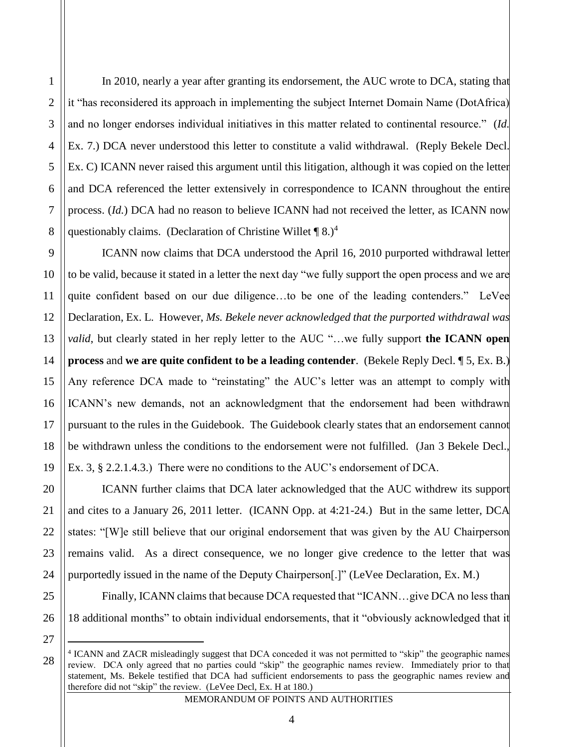In 2010, nearly a year after granting its endorsement, the AUC wrote to DCA, stating that it "has reconsidered its approach in implementing the subject Internet Domain Name (DotAfrica) and no longer endorses individual initiatives in this matter related to continental resource." (*Id.* Ex. 7.) DCA never understood this letter to constitute a valid withdrawal. (Reply Bekele Decl. Ex. C) ICANN never raised this argument until this litigation, although it was copied on the letter and DCA referenced the letter extensively in correspondence to ICANN throughout the entire process. (*Id.*) DCA had no reason to believe ICANN had not received the letter, as ICANN now questionably claims. (Declaration of Christine Willet ¶ 8.)[4]

ICANN now claims that DCA understood the April 16, 2010 purported withdrawal letter to be valid, because it stated in a letter the next day "we fully support the open process and we are quite confident based on our due diligence…to be one of the leading contenders." LeVee Declaration, Ex. L. However, *Ms. Bekele never acknowledged that the purported withdrawal was valid*, but clearly stated in her reply letter to the AUC "…we fully support **the ICANN open process** and **we are quite confident to be a leading contender**. (Bekele Reply Decl. ¶ 5, Ex. B.) Any reference DCA made to "reinstating" the AUC's letter was an attempt to comply with ICANN's new demands, not an acknowledgment that the endorsement had been withdrawn pursuant to the rules in the Guidebook. The Guidebook clearly states that an endorsement cannot be withdrawn unless the conditions to the endorsement were not fulfilled. (Jan 3 Bekele Decl., Ex. 3, § 2.2.1.4.3.) There were no conditions to the AUC's endorsement of DCA.

ICANN further claims that DCA later acknowledged that the AUC withdrew its support and cites to a January 26, 2011 letter. (ICANN Opp. at 4:21-24.) But in the same letter, DCA states: "[W]e still believe that our original endorsement that was given by the AU Chairperson remains valid. As a direct consequence, we no longer give credence to the letter that was purportedly issued in the name of the Deputy Chairperson[.]" (LeVee Declaration, Ex. M.)

Finally, ICANN claims that because DCA requested that "ICANN…give DCA no less than 18 additional months" to obtain individual endorsements, that it "obviously acknowledged that it

---

[4] ICANN and ZACR misleadingly suggest that DCA conceded it was not permitted to "skip" the geographic names review. DCA only agreed that no parties could "skip" the geographic names review. Immediately prior to that statement, Ms. Bekele testified that DCA had sufficient endorsements to pass the geographic names review and therefore did not "skip" the review. (LeVee Decl, Ex. H at 180.)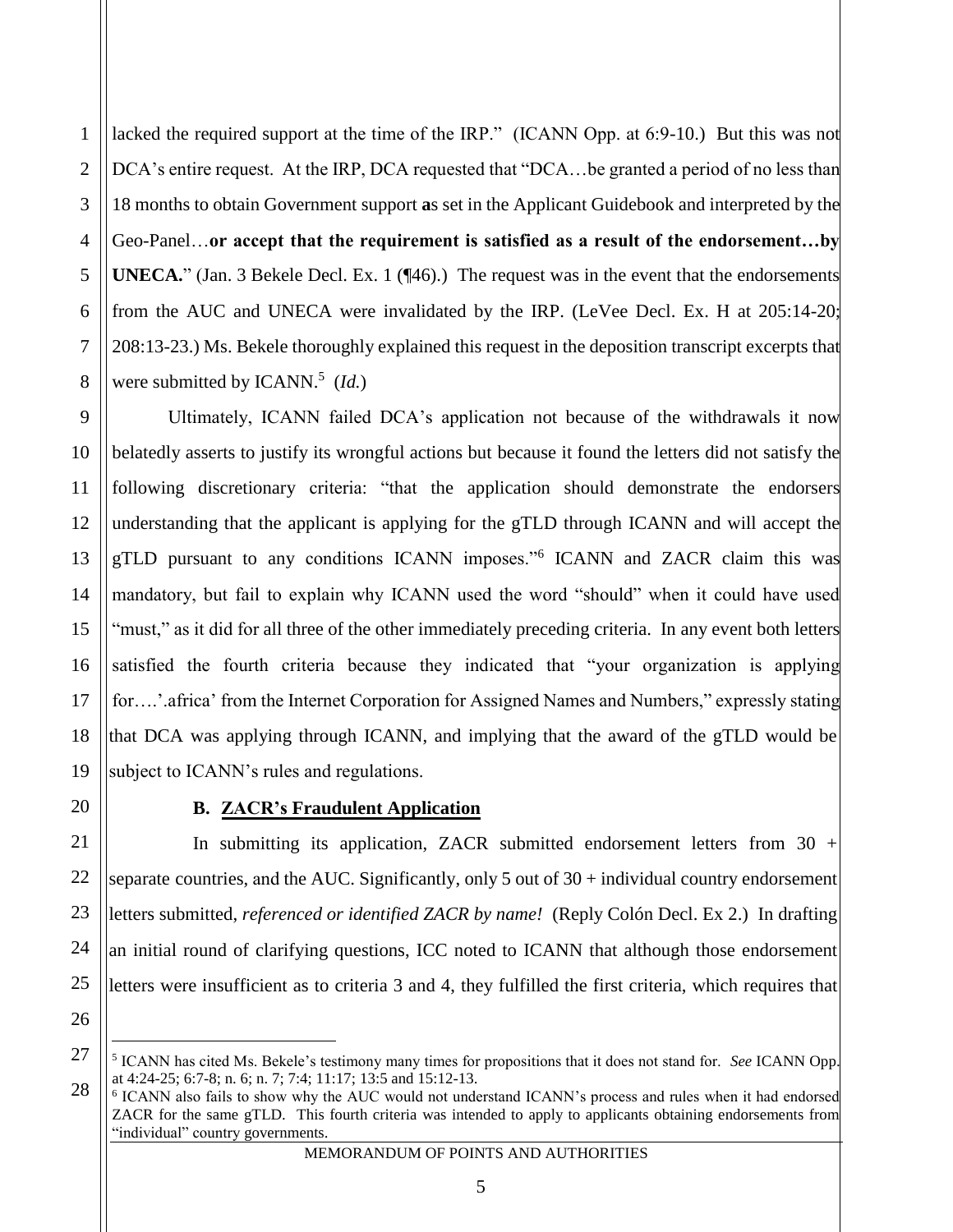lacked the required support at the time of the IRP." (ICANN Opp. at 6:9-10.) But this was not DCA's entire request. At the IRP, DCA requested that "DCA…be granted a period of no less than 18 months to obtain Government support **a**s set in the Applicant Guidebook and interpreted by the Geo-Panel…**or accept that the requirement is satisfied as a result of the endorsement…by UNECA.**" (Jan. 3 Bekele Decl. Ex. 1 (¶46).) The request was in the event that the endorsements from the AUC and UNECA were invalidated by the IRP. (LeVee Decl. Ex. H at 205:14-20; 208:13-23.) Ms. Bekele thoroughly explained this request in the deposition transcript excerpts that were submitted by ICANN.[5] (*Id.*)

Ultimately, ICANN failed DCA's application not because of the withdrawals it now belatedly asserts to justify its wrongful actions but because it found the letters did not satisfy the following discretionary criteria: "that the application should demonstrate the endorsers understanding that the applicant is applying for the gTLD through ICANN and will accept the gTLD pursuant to any conditions ICANN imposes."[6] ICANN and ZACR claim this was mandatory, but fail to explain why ICANN used the word "should" when it could have used "must," as it did for all three of the other immediately preceding criteria. In any event both letters satisfied the fourth criteria because they indicated that "your organization is applying for….'.africa' from the Internet Corporation for Assigned Names and Numbers," expressly stating that DCA was applying through ICANN, and implying that the award of the gTLD would be subject to ICANN's rules and regulations.

### B. ZACR's Fraudulent Application

In submitting its application, ZACR submitted endorsement letters from 30 + separate countries, and the AUC. Significantly, only 5 out of 30 + individual country endorsement letters submitted, *referenced or identified ZACR by name!* (Reply Colón Decl. Ex 2.) In drafting an initial round of clarifying questions, ICC noted to ICANN that although those endorsement letters were insufficient as to criteria 3 and 4, they fulfilled the first criteria, which requires that

[5] ICANN has cited Ms. Bekele's testimony many times for propositions that it does not stand for. *See* ICANN Opp. at 4:24-25; 6:7-8; n. 6; n. 7; 7:4; 11:17; 13:5 and 15:12-13.

[6] ICANN also fails to show why the AUC would not understand ICANN's process and rules when it had endorsed ZACR for the same gTLD. This fourth criteria was intended to apply to applicants obtaining endorsements from "individual" country governments.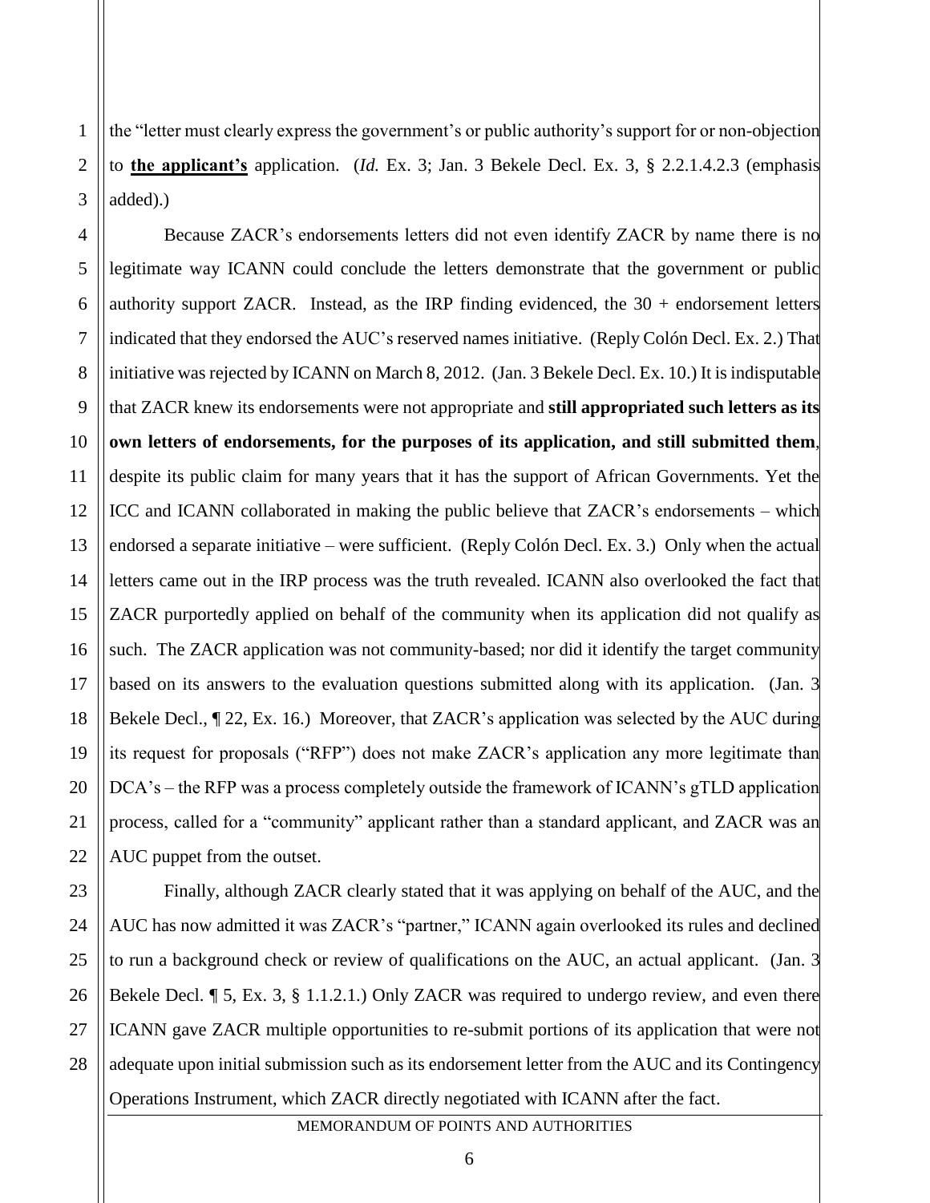the "letter must clearly express the government's or public authority's support for or non-objection to **the applicant's** application. (*Id.* Ex. 3; Jan. 3 Bekele Decl. Ex. 3, § 2.2.1.4.2.3 (emphasis added).)

Because ZACR's endorsements letters did not even identify ZACR by name there is no legitimate way ICANN could conclude the letters demonstrate that the government or public authority support ZACR. Instead, as the IRP finding evidenced, the 30 + endorsement letters indicated that they endorsed the AUC's reserved names initiative. (Reply Colón Decl. Ex. 2.) That initiative was rejected by ICANN on March 8, 2012. (Jan. 3 Bekele Decl. Ex. 10.) It is indisputable that ZACR knew its endorsements were not appropriate and **still appropriated such letters as its own letters of endorsements, for the purposes of its application, and still submitted them**, despite its public claim for many years that it has the support of African Governments. Yet the ICC and ICANN collaborated in making the public believe that ZACR's endorsements – which endorsed a separate initiative – were sufficient. (Reply Colón Decl. Ex. 3.) Only when the actual letters came out in the IRP process was the truth revealed. ICANN also overlooked the fact that ZACR purportedly applied on behalf of the community when its application did not qualify as such. The ZACR application was not community-based; nor did it identify the target community based on its answers to the evaluation questions submitted along with its application. (Jan. 3 Bekele Decl., ¶ 22, Ex. 16.) Moreover, that ZACR's application was selected by the AUC during its request for proposals ("RFP") does not make ZACR's application any more legitimate than DCA's – the RFP was a process completely outside the framework of ICANN's gTLD application process, called for a "community" applicant rather than a standard applicant, and ZACR was an AUC puppet from the outset.

Finally, although ZACR clearly stated that it was applying on behalf of the AUC, and the AUC has now admitted it was ZACR's "partner," ICANN again overlooked its rules and declined to run a background check or review of qualifications on the AUC, an actual applicant. (Jan. 3 Bekele Decl. ¶ 5, Ex. 3, § 1.1.2.1.) Only ZACR was required to undergo review, and even there ICANN gave ZACR multiple opportunities to re-submit portions of its application that were not adequate upon initial submission such as its endorsement letter from the AUC and its Contingency Operations Instrument, which ZACR directly negotiated with ICANN after the fact.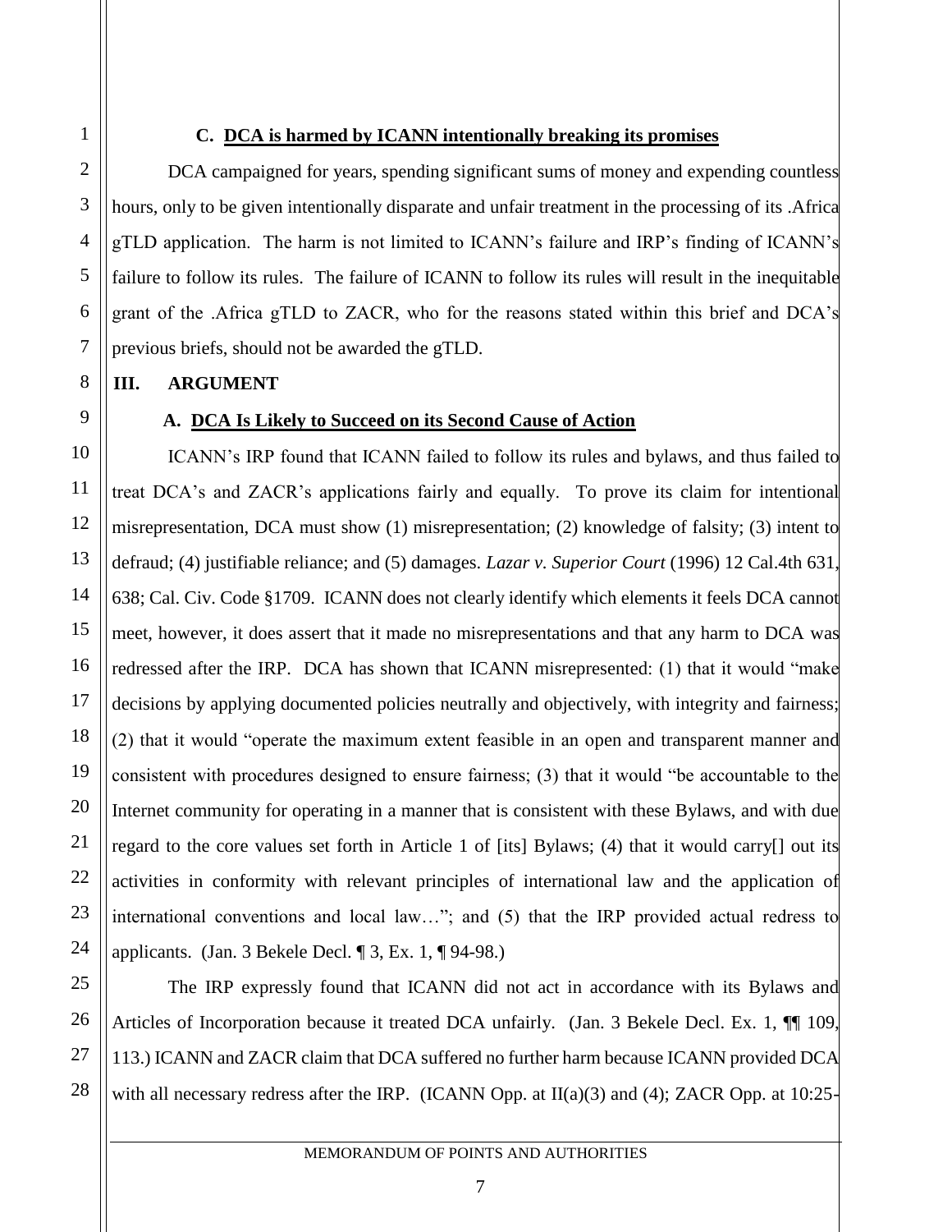### C. DCA is harmed by ICANN intentionally breaking its promises

DCA campaigned for years, spending significant sums of money and expending countless hours, only to be given intentionally disparate and unfair treatment in the processing of its .Africa gTLD application. The harm is not limited to ICANN's failure and IRP's finding of ICANN's failure to follow its rules. The failure of ICANN to follow its rules will result in the inequitable grant of the .Africa gTLD to ZACR, who for the reasons stated within this brief and DCA's previous briefs, should not be awarded the gTLD.

## III. ARGUMENT

### A. DCA Is Likely to Succeed on its Second Cause of Action

ICANN's IRP found that ICANN failed to follow its rules and bylaws, and thus failed to treat DCA's and ZACR's applications fairly and equally. To prove its claim for intentional misrepresentation, DCA must show (1) misrepresentation; (2) knowledge of falsity; (3) intent to defraud; (4) justifiable reliance; and (5) damages. *Lazar v. Superior Court* (1996) 12 Cal.4th 631, 638; Cal. Civ. Code §1709. ICANN does not clearly identify which elements it feels DCA cannot meet, however, it does assert that it made no misrepresentations and that any harm to DCA was redressed after the IRP. DCA has shown that ICANN misrepresented: (1) that it would "make decisions by applying documented policies neutrally and objectively, with integrity and fairness; (2) that it would "operate the maximum extent feasible in an open and transparent manner and consistent with procedures designed to ensure fairness; (3) that it would "be accountable to the Internet community for operating in a manner that is consistent with these Bylaws, and with due regard to the core values set forth in Article 1 of [its] Bylaws; (4) that it would carry[] out its activities in conformity with relevant principles of international law and the application of international conventions and local law…"; and (5) that the IRP provided actual redress to applicants. (Jan. 3 Bekele Decl. ¶ 3, Ex. 1, ¶ 94-98.)

The IRP expressly found that ICANN did not act in accordance with its Bylaws and Articles of Incorporation because it treated DCA unfairly. (Jan. 3 Bekele Decl. Ex. 1, ¶¶ 109, 113.) ICANN and ZACR claim that DCA suffered no further harm because ICANN provided DCA with all necessary redress after the IRP. (ICANN Opp. at II(a)(3) and (4); ZACR Opp. at 10:25-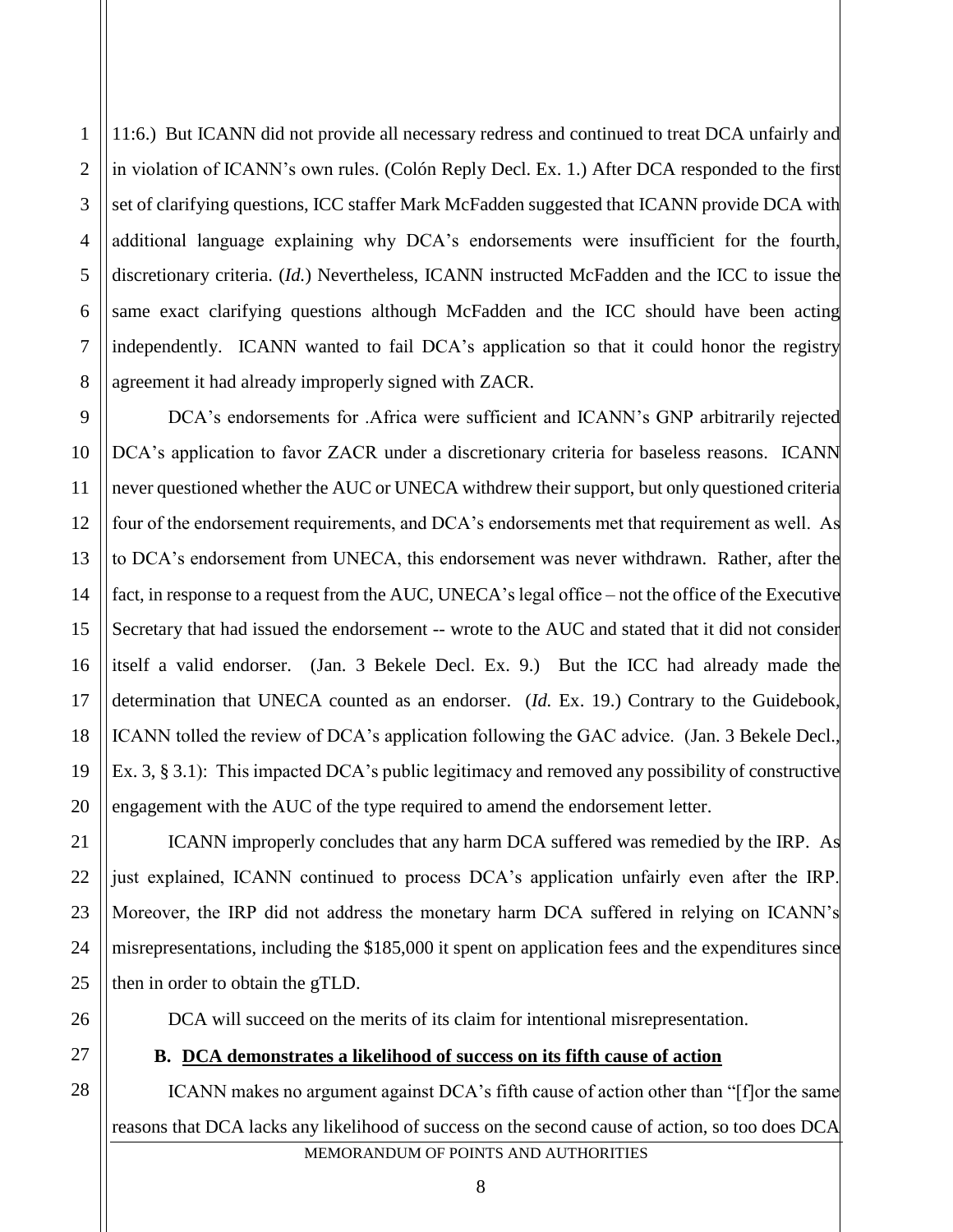11:6.) But ICANN did not provide all necessary redress and continued to treat DCA unfairly and in violation of ICANN's own rules. (Colón Reply Decl. Ex. 1.) After DCA responded to the first set of clarifying questions, ICC staffer Mark McFadden suggested that ICANN provide DCA with additional language explaining why DCA's endorsements were insufficient for the fourth, discretionary criteria. (*Id.*) Nevertheless, ICANN instructed McFadden and the ICC to issue the same exact clarifying questions although McFadden and the ICC should have been acting independently. ICANN wanted to fail DCA's application so that it could honor the registry agreement it had already improperly signed with ZACR.

DCA's endorsements for .Africa were sufficient and ICANN's GNP arbitrarily rejected DCA's application to favor ZACR under a discretionary criteria for baseless reasons. ICANN never questioned whether the AUC or UNECA withdrew their support, but only questioned criteria four of the endorsement requirements, and DCA's endorsements met that requirement as well. As to DCA's endorsement from UNECA, this endorsement was never withdrawn. Rather, after the fact, in response to a request from the AUC, UNECA's legal office – not the office of the Executive Secretary that had issued the endorsement -- wrote to the AUC and stated that it did not consider itself a valid endorser. (Jan. 3 Bekele Decl. Ex. 9.) But the ICC had already made the determination that UNECA counted as an endorser. (*Id.* Ex. 19.) Contrary to the Guidebook, ICANN tolled the review of DCA's application following the GAC advice. (Jan. 3 Bekele Decl., Ex. 3, § 3.1): This impacted DCA's public legitimacy and removed any possibility of constructive engagement with the AUC of the type required to amend the endorsement letter.

ICANN improperly concludes that any harm DCA suffered was remedied by the IRP. As just explained, ICANN continued to process DCA's application unfairly even after the IRP. Moreover, the IRP did not address the monetary harm DCA suffered in relying on ICANN's misrepresentations, including the $185,000 it spent on application fees and the expenditures since then in order to obtain the gTLD.

DCA will succeed on the merits of its claim for intentional misrepresentation.

**B. <u>DCA demonstrates a likelihood of success on its fifth cause of action</u>**

ICANN makes no argument against DCA's fifth cause of action other than "[f]or the same reasons that DCA lacks any likelihood of success on the second cause of action, so too does DCA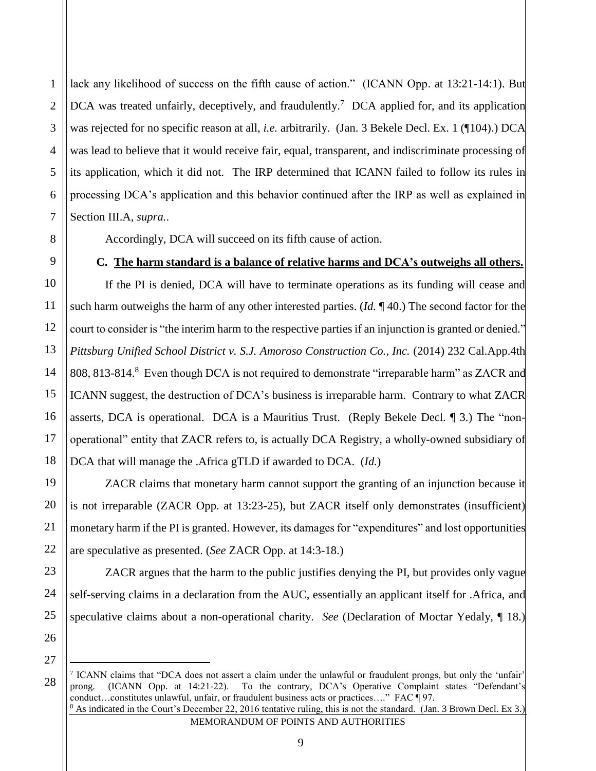lack any likelihood of success on the fifth cause of action." (ICANN Opp. at 13:21-14:1). But DCA was treated unfairly, deceptively, and fraudulently.[7] DCA applied for, and its application was rejected for no specific reason at all, *i.e.* arbitrarily. (Jan. 3 Bekele Decl. Ex. 1 (¶104).) DCA was lead to believe that it would receive fair, equal, transparent, and indiscriminate processing of its application, which it did not. The IRP determined that ICANN failed to follow its rules in processing DCA's application and this behavior continued after the IRP as well as explained in Section III.A, *supra.*.

Accordingly, DCA will succeed on its fifth cause of action.

**C. <u>The harm standard is a balance of relative harms and DCA's outweighs all others.</u>**

If the PI is denied, DCA will have to terminate operations as its funding will cease and such harm outweighs the harm of any other interested parties. (*Id.* ¶ 40.) The second factor for the court to consider is "the interim harm to the respective parties if an injunction is granted or denied." *Pittsburg Unified School District v. S.J. Amoroso Construction Co., Inc.* (2014) 232 Cal.App.4th 808, 813-814.[8] Even though DCA is not required to demonstrate "irreparable harm" as ZACR and ICANN suggest, the destruction of DCA's business is irreparable harm. Contrary to what ZACR asserts, DCA is operational. DCA is a Mauritius Trust. (Reply Bekele Decl. ¶ 3.) The "non-operational" entity that ZACR refers to, is actually DCA Registry, a wholly-owned subsidiary of DCA that will manage the .Africa gTLD if awarded to DCA. (*Id.*)

ZACR claims that monetary harm cannot support the granting of an injunction because it is not irreparable (ZACR Opp. at 13:23-25), but ZACR itself only demonstrates (insufficient) monetary harm if the PI is granted. However, its damages for "expenditures" and lost opportunities are speculative as presented. (*See* ZACR Opp. at 14:3-18.)

ZACR argues that the harm to the public justifies denying the PI, but provides only vague self-serving claims in a declaration from the AUC, essentially an applicant itself for .Africa, and speculative claims about a non-operational charity. *See* (Declaration of Moctar Yedaly, ¶ 18.)

---

[7] ICANN claims that "DCA does not assert a claim under the unlawful or fraudulent prongs, but only the 'unfair' prong. (ICANN Opp. at 14:21-22). To the contrary, DCA's Operative Complaint states "Defendant's conduct…constitutes unlawful, unfair, or fraudulent business acts or practices…." FAC ¶ 97.

[8] As indicated in the Court's December 22, 2016 tentative ruling, this is not the standard. (Jan. 3 Brown Decl. Ex 3.)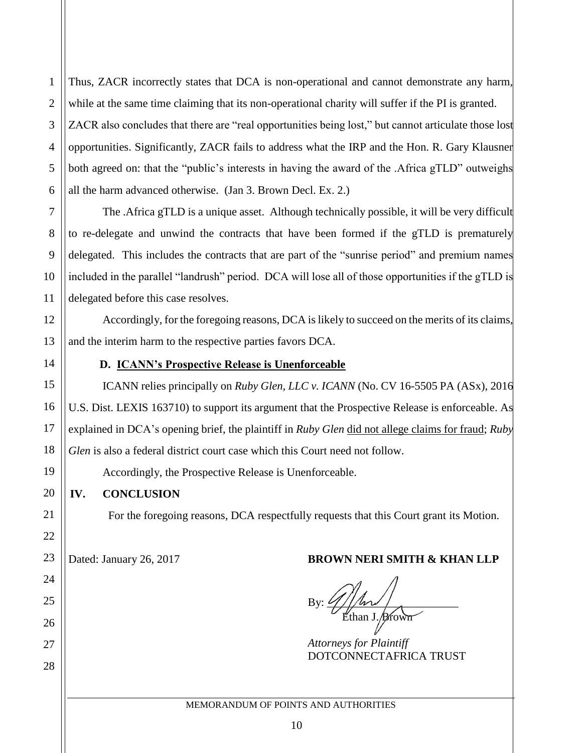Thus, ZACR incorrectly states that DCA is non-operational and cannot demonstrate any harm, while at the same time claiming that its non-operational charity will suffer if the PI is granted. ZACR also concludes that there are "real opportunities being lost," but cannot articulate those lost opportunities. Significantly, ZACR fails to address what the IRP and the Hon. R. Gary Klausner both agreed on: that the "public's interests in having the award of the .Africa gTLD" outweighs all the harm advanced otherwise. (Jan 3. Brown Decl. Ex. 2.)

The .Africa gTLD is a unique asset. Although technically possible, it will be very difficult to re-delegate and unwind the contracts that have been formed if the gTLD is prematurely delegated. This includes the contracts that are part of the "sunrise period" and premium names included in the parallel "landrush" period. DCA will lose all of those opportunities if the gTLD is delegated before this case resolves.

Accordingly, for the foregoing reasons, DCA is likely to succeed on the merits of its claims, and the interim harm to the respective parties favors DCA.

### D. ICANN's Prospective Release is Unenforceable

ICANN relies principally on *Ruby Glen, LLC v. ICANN* (No. CV 16-5505 PA (ASx), 2016 U.S. Dist. LEXIS 163710) to support its argument that the Prospective Release is enforceable. As explained in DCA's opening brief, the plaintiff in *Ruby Glen* did not allege claims for fraud; *Ruby Glen* is also a federal district court case which this Court need not follow.

Accordingly, the Prospective Release is Unenforceable.

## IV. CONCLUSION

For the foregoing reasons, DCA respectfully requests that this Court grant its Motion.

Dated: January 26, 2017

**BROWN NERI SMITH & KHAN LLP**

By: ______________________
Ethan J. Brown

*Attorneys for Plaintiff*
DOTCONNECTAFRICA TRUST